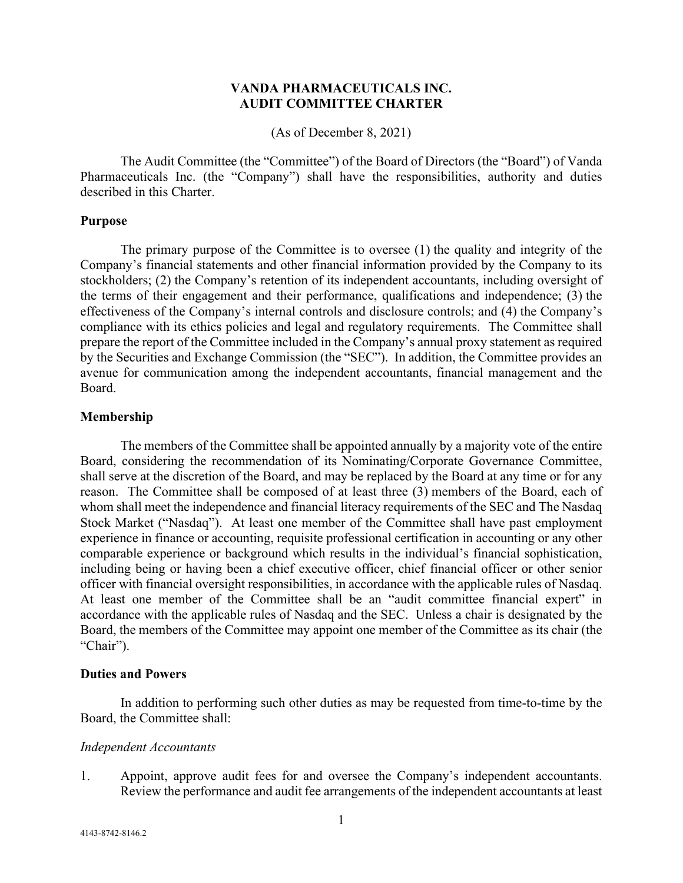# VANDA PHARMACEUTICALS INC.
# AUDIT COMMITTEE CHARTER

(As of December 8, 2021)

The Audit Committee (the "Committee") of the Board of Directors (the "Board") of Vanda Pharmaceuticals Inc. (the "Company") shall have the responsibilities, authority and duties described in this Charter.

## Purpose

The primary purpose of the Committee is to oversee (1) the quality and integrity of the Company's financial statements and other financial information provided by the Company to its stockholders; (2) the Company's retention of its independent accountants, including oversight of the terms of their engagement and their performance, qualifications and independence; (3) the effectiveness of the Company's internal controls and disclosure controls; and (4) the Company's compliance with its ethics policies and legal and regulatory requirements. The Committee shall prepare the report of the Committee included in the Company's annual proxy statement as required by the Securities and Exchange Commission (the "SEC"). In addition, the Committee provides an avenue for communication among the independent accountants, financial management and the Board.

## Membership

The members of the Committee shall be appointed annually by a majority vote of the entire Board, considering the recommendation of its Nominating/Corporate Governance Committee, shall serve at the discretion of the Board, and may be replaced by the Board at any time or for any reason. The Committee shall be composed of at least three (3) members of the Board, each of whom shall meet the independence and financial literacy requirements of the SEC and The Nasdaq Stock Market ("Nasdaq"). At least one member of the Committee shall have past employment experience in finance or accounting, requisite professional certification in accounting or any other comparable experience or background which results in the individual's financial sophistication, including being or having been a chief executive officer, chief financial officer or other senior officer with financial oversight responsibilities, in accordance with the applicable rules of Nasdaq. At least one member of the Committee shall be an "audit committee financial expert" in accordance with the applicable rules of Nasdaq and the SEC. Unless a chair is designated by the Board, the members of the Committee may appoint one member of the Committee as its chair (the "Chair").

## Duties and Powers

In addition to performing such other duties as may be requested from time-to-time by the Board, the Committee shall:

*Independent Accountants*

1. Appoint, approve audit fees for and oversee the Company's independent accountants. Review the performance and audit fee arrangements of the independent accountants at least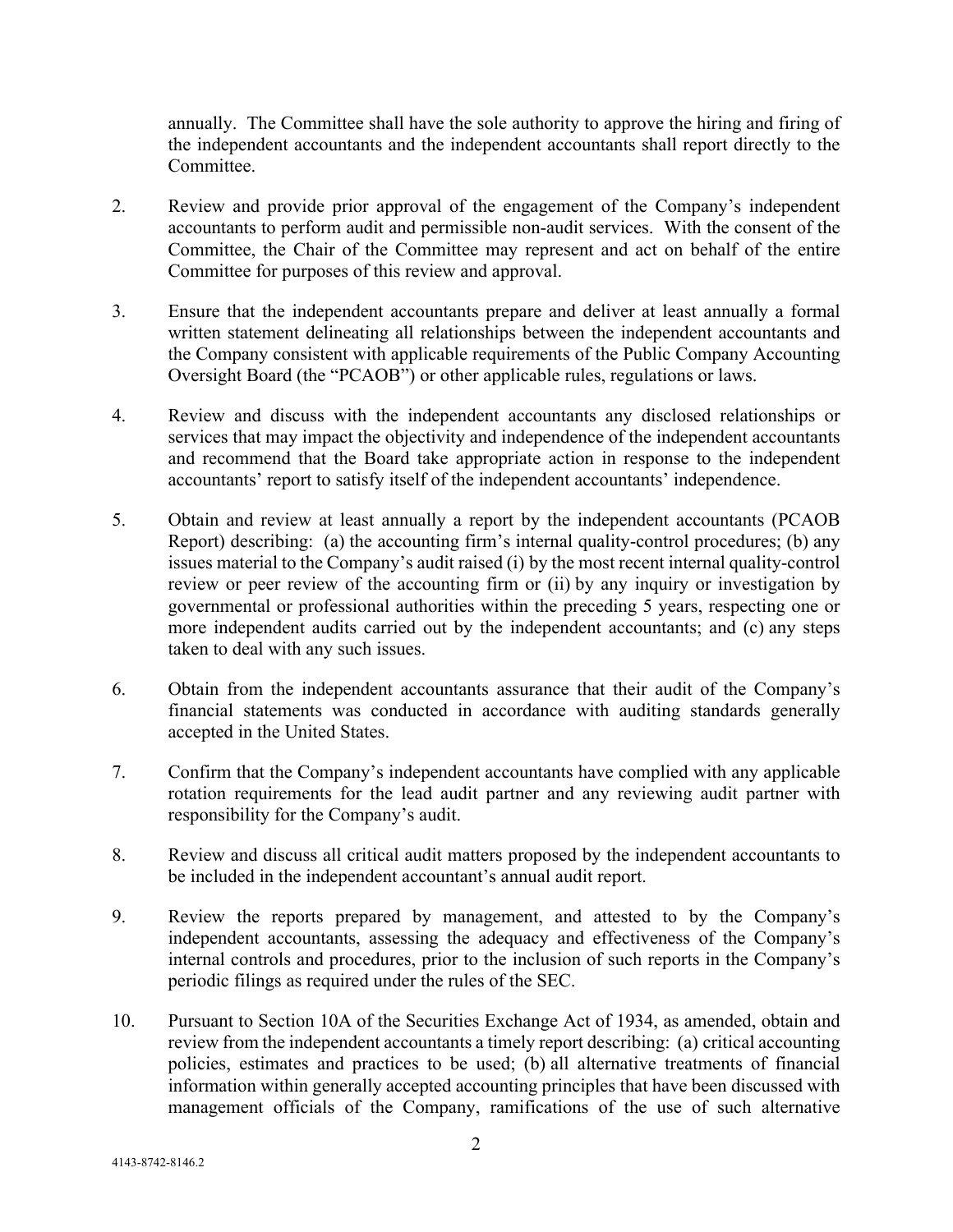annually. The Committee shall have the sole authority to approve the hiring and firing of the independent accountants and the independent accountants shall report directly to the Committee.

2. Review and provide prior approval of the engagement of the Company's independent accountants to perform audit and permissible non-audit services. With the consent of the Committee, the Chair of the Committee may represent and act on behalf of the entire Committee for purposes of this review and approval.

3. Ensure that the independent accountants prepare and deliver at least annually a formal written statement delineating all relationships between the independent accountants and the Company consistent with applicable requirements of the Public Company Accounting Oversight Board (the "PCAOB") or other applicable rules, regulations or laws.

4. Review and discuss with the independent accountants any disclosed relationships or services that may impact the objectivity and independence of the independent accountants and recommend that the Board take appropriate action in response to the independent accountants' report to satisfy itself of the independent accountants' independence.

5. Obtain and review at least annually a report by the independent accountants (PCAOB Report) describing: (a) the accounting firm's internal quality-control procedures; (b) any issues material to the Company's audit raised (i) by the most recent internal quality-control review or peer review of the accounting firm or (ii) by any inquiry or investigation by governmental or professional authorities within the preceding 5 years, respecting one or more independent audits carried out by the independent accountants; and (c) any steps taken to deal with any such issues.

6. Obtain from the independent accountants assurance that their audit of the Company's financial statements was conducted in accordance with auditing standards generally accepted in the United States.

7. Confirm that the Company's independent accountants have complied with any applicable rotation requirements for the lead audit partner and any reviewing audit partner with responsibility for the Company's audit.

8. Review and discuss all critical audit matters proposed by the independent accountants to be included in the independent accountant's annual audit report.

9. Review the reports prepared by management, and attested to by the Company's independent accountants, assessing the adequacy and effectiveness of the Company's internal controls and procedures, prior to the inclusion of such reports in the Company's periodic filings as required under the rules of the SEC.

10. Pursuant to Section 10A of the Securities Exchange Act of 1934, as amended, obtain and review from the independent accountants a timely report describing: (a) critical accounting policies, estimates and practices to be used; (b) all alternative treatments of financial information within generally accepted accounting principles that have been discussed with management officials of the Company, ramifications of the use of such alternative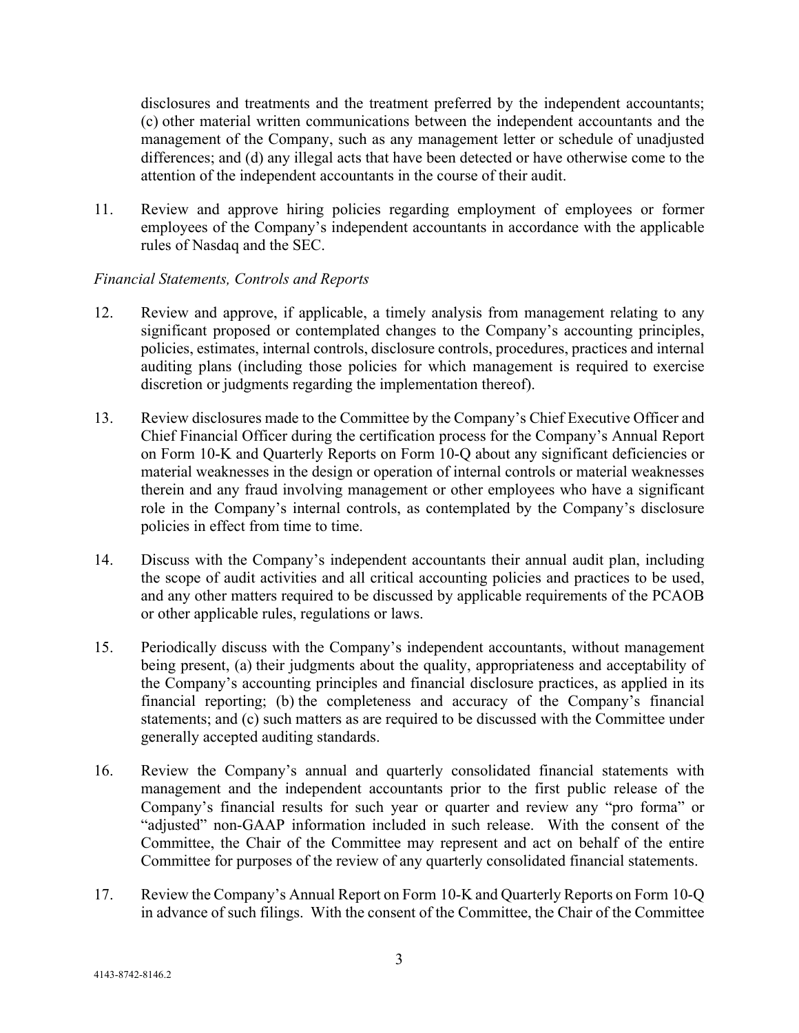disclosures and treatments and the treatment preferred by the independent accountants; (c) other material written communications between the independent accountants and the management of the Company, such as any management letter or schedule of unadjusted differences; and (d) any illegal acts that have been detected or have otherwise come to the attention of the independent accountants in the course of their audit.

11. Review and approve hiring policies regarding employment of employees or former employees of the Company's independent accountants in accordance with the applicable rules of Nasdaq and the SEC.

*Financial Statements, Controls and Reports*

12. Review and approve, if applicable, a timely analysis from management relating to any significant proposed or contemplated changes to the Company's accounting principles, policies, estimates, internal controls, disclosure controls, procedures, practices and internal auditing plans (including those policies for which management is required to exercise discretion or judgments regarding the implementation thereof).

13. Review disclosures made to the Committee by the Company's Chief Executive Officer and Chief Financial Officer during the certification process for the Company's Annual Report on Form 10-K and Quarterly Reports on Form 10-Q about any significant deficiencies or material weaknesses in the design or operation of internal controls or material weaknesses therein and any fraud involving management or other employees who have a significant role in the Company's internal controls, as contemplated by the Company's disclosure policies in effect from time to time.

14. Discuss with the Company's independent accountants their annual audit plan, including the scope of audit activities and all critical accounting policies and practices to be used, and any other matters required to be discussed by applicable requirements of the PCAOB or other applicable rules, regulations or laws.

15. Periodically discuss with the Company's independent accountants, without management being present, (a) their judgments about the quality, appropriateness and acceptability of the Company's accounting principles and financial disclosure practices, as applied in its financial reporting; (b) the completeness and accuracy of the Company's financial statements; and (c) such matters as are required to be discussed with the Committee under generally accepted auditing standards.

16. Review the Company's annual and quarterly consolidated financial statements with management and the independent accountants prior to the first public release of the Company's financial results for such year or quarter and review any "pro forma" or "adjusted" non-GAAP information included in such release. With the consent of the Committee, the Chair of the Committee may represent and act on behalf of the entire Committee for purposes of the review of any quarterly consolidated financial statements.

17. Review the Company's Annual Report on Form 10-K and Quarterly Reports on Form 10-Q in advance of such filings. With the consent of the Committee, the Chair of the Committee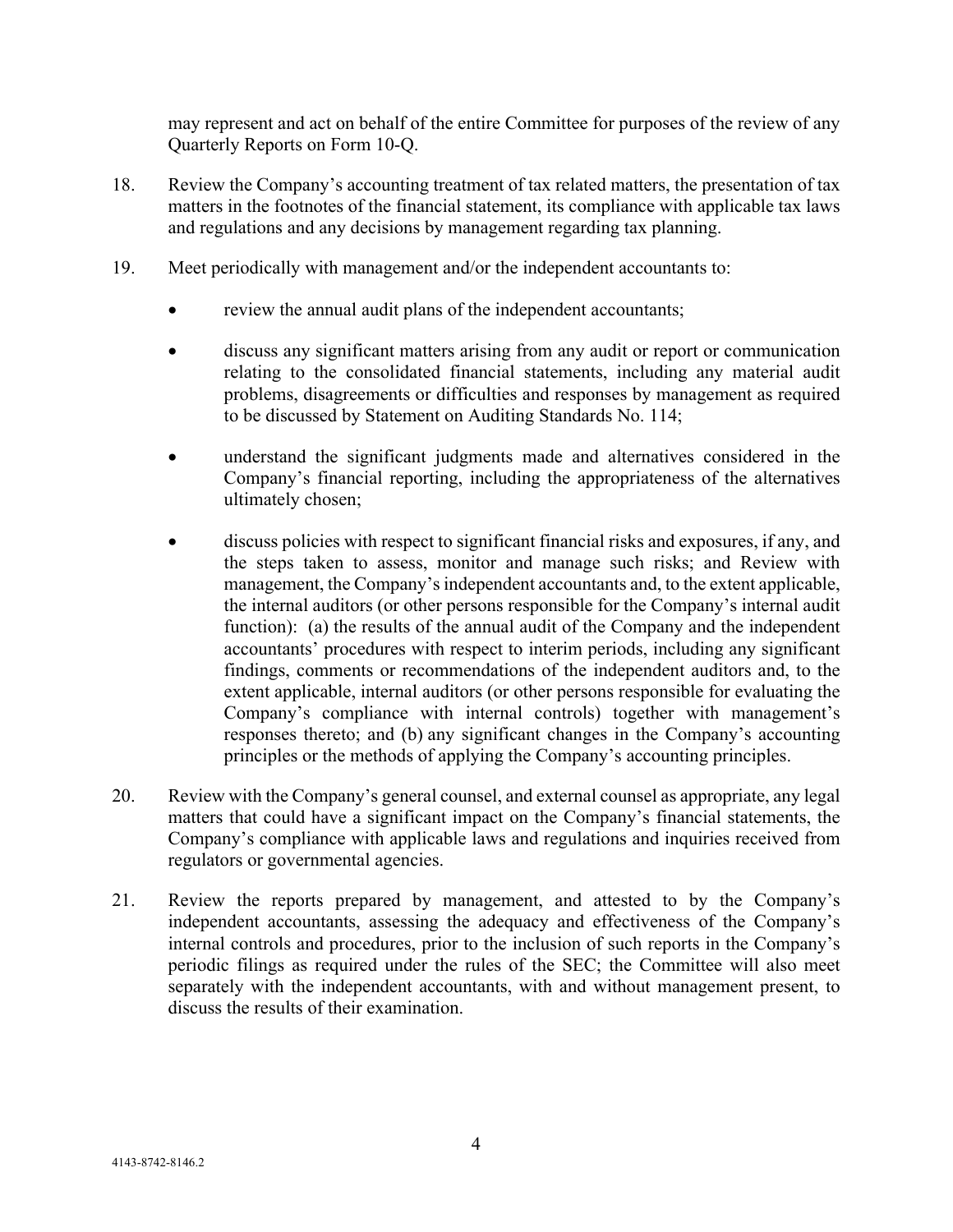may represent and act on behalf of the entire Committee for purposes of the review of any Quarterly Reports on Form 10-Q.

18. Review the Company's accounting treatment of tax related matters, the presentation of tax matters in the footnotes of the financial statement, its compliance with applicable tax laws and regulations and any decisions by management regarding tax planning.

19. Meet periodically with management and/or the independent accountants to:

    - review the annual audit plans of the independent accountants;
    - discuss any significant matters arising from any audit or report or communication relating to the consolidated financial statements, including any material audit problems, disagreements or difficulties and responses by management as required to be discussed by Statement on Auditing Standards No. 114;
    - understand the significant judgments made and alternatives considered in the Company's financial reporting, including the appropriateness of the alternatives ultimately chosen;
    - discuss policies with respect to significant financial risks and exposures, if any, and the steps taken to assess, monitor and manage such risks; and Review with management, the Company's independent accountants and, to the extent applicable, the internal auditors (or other persons responsible for the Company's internal audit function): (a) the results of the annual audit of the Company and the independent accountants' procedures with respect to interim periods, including any significant findings, comments or recommendations of the independent auditors and, to the extent applicable, internal auditors (or other persons responsible for evaluating the Company's compliance with internal controls) together with management's responses thereto; and (b) any significant changes in the Company's accounting principles or the methods of applying the Company's accounting principles.

20. Review with the Company's general counsel, and external counsel as appropriate, any legal matters that could have a significant impact on the Company's financial statements, the Company's compliance with applicable laws and regulations and inquiries received from regulators or governmental agencies.

21. Review the reports prepared by management, and attested to by the Company's independent accountants, assessing the adequacy and effectiveness of the Company's internal controls and procedures, prior to the inclusion of such reports in the Company's periodic filings as required under the rules of the SEC; the Committee will also meet separately with the independent accountants, with and without management present, to discuss the results of their examination.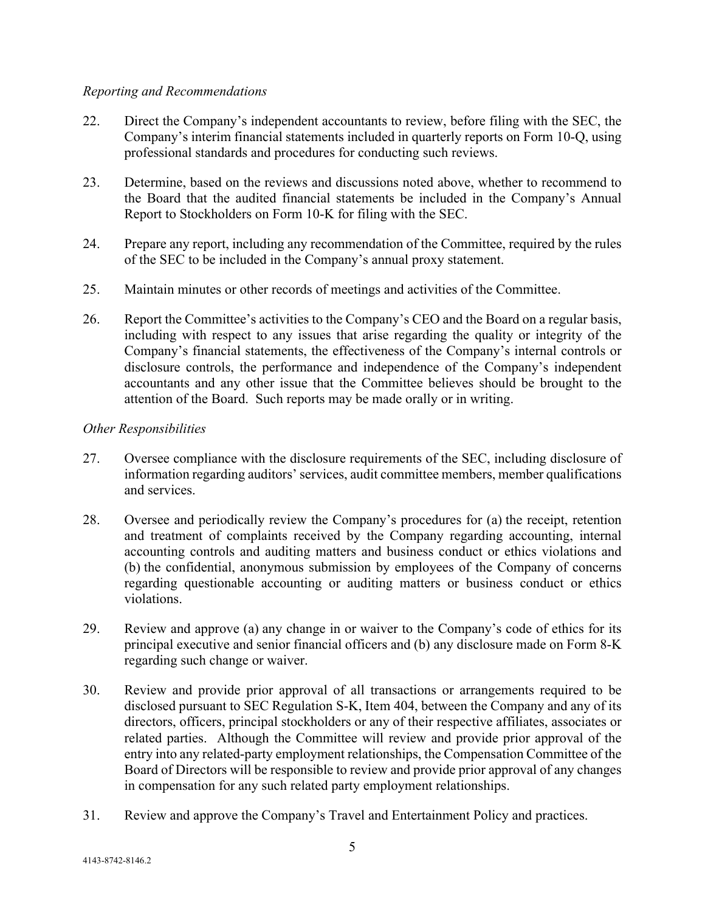*Reporting and Recommendations*

22. Direct the Company's independent accountants to review, before filing with the SEC, the Company's interim financial statements included in quarterly reports on Form 10-Q, using professional standards and procedures for conducting such reviews.

23. Determine, based on the reviews and discussions noted above, whether to recommend to the Board that the audited financial statements be included in the Company's Annual Report to Stockholders on Form 10-K for filing with the SEC.

24. Prepare any report, including any recommendation of the Committee, required by the rules of the SEC to be included in the Company's annual proxy statement.

25. Maintain minutes or other records of meetings and activities of the Committee.

26. Report the Committee's activities to the Company's CEO and the Board on a regular basis, including with respect to any issues that arise regarding the quality or integrity of the Company's financial statements, the effectiveness of the Company's internal controls or disclosure controls, the performance and independence of the Company's independent accountants and any other issue that the Committee believes should be brought to the attention of the Board. Such reports may be made orally or in writing.

*Other Responsibilities*

27. Oversee compliance with the disclosure requirements of the SEC, including disclosure of information regarding auditors' services, audit committee members, member qualifications and services.

28. Oversee and periodically review the Company's procedures for (a) the receipt, retention and treatment of complaints received by the Company regarding accounting, internal accounting controls and auditing matters and business conduct or ethics violations and (b) the confidential, anonymous submission by employees of the Company of concerns regarding questionable accounting or auditing matters or business conduct or ethics violations.

29. Review and approve (a) any change in or waiver to the Company's code of ethics for its principal executive and senior financial officers and (b) any disclosure made on Form 8-K regarding such change or waiver.

30. Review and provide prior approval of all transactions or arrangements required to be disclosed pursuant to SEC Regulation S-K, Item 404, between the Company and any of its directors, officers, principal stockholders or any of their respective affiliates, associates or related parties. Although the Committee will review and provide prior approval of the entry into any related-party employment relationships, the Compensation Committee of the Board of Directors will be responsible to review and provide prior approval of any changes in compensation for any such related party employment relationships.

31. Review and approve the Company's Travel and Entertainment Policy and practices.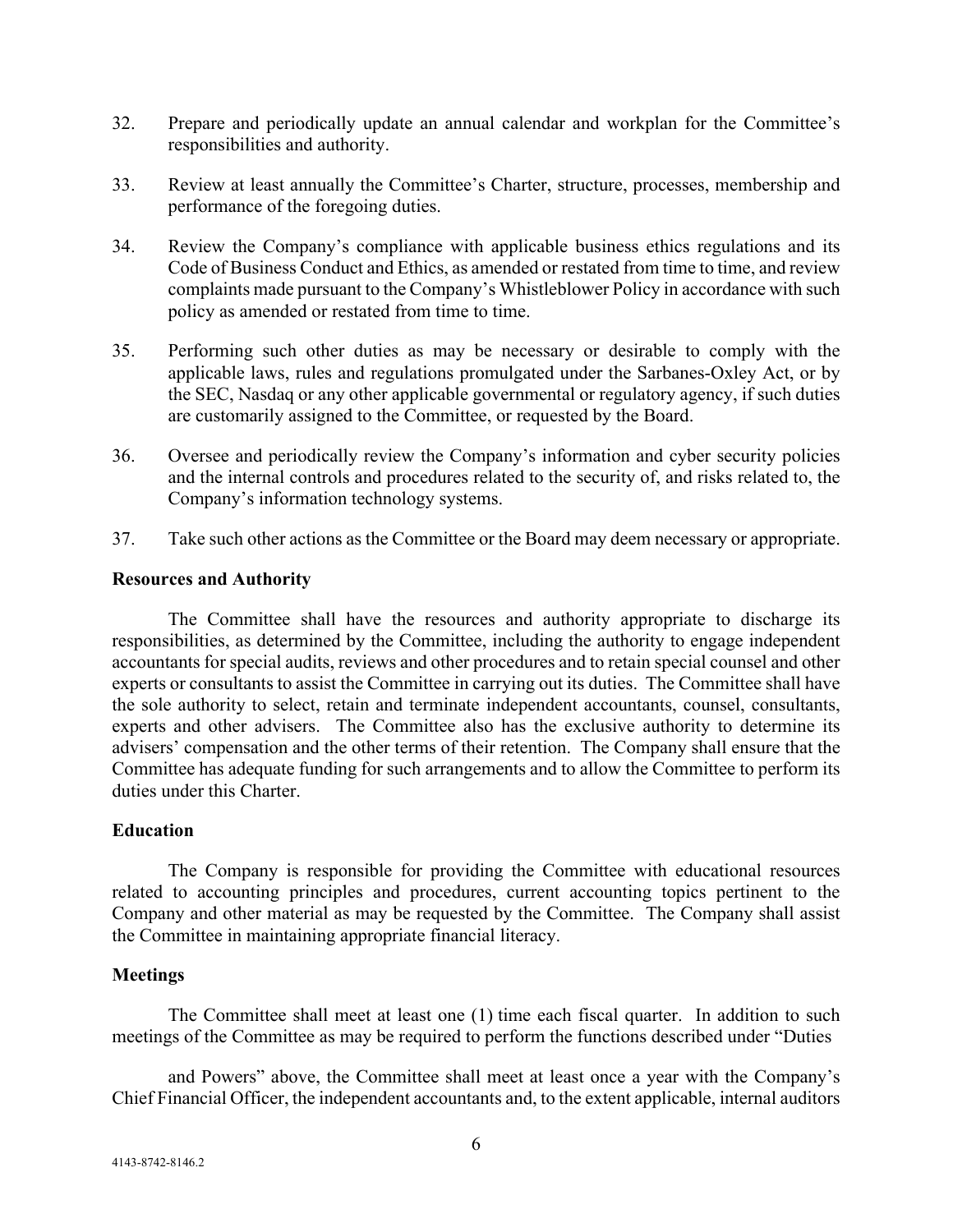32. Prepare and periodically update an annual calendar and workplan for the Committee's responsibilities and authority.

33. Review at least annually the Committee's Charter, structure, processes, membership and performance of the foregoing duties.

34. Review the Company's compliance with applicable business ethics regulations and its Code of Business Conduct and Ethics, as amended or restated from time to time, and review complaints made pursuant to the Company's Whistleblower Policy in accordance with such policy as amended or restated from time to time.

35. Performing such other duties as may be necessary or desirable to comply with the applicable laws, rules and regulations promulgated under the Sarbanes-Oxley Act, or by the SEC, Nasdaq or any other applicable governmental or regulatory agency, if such duties are customarily assigned to the Committee, or requested by the Board.

36. Oversee and periodically review the Company's information and cyber security policies and the internal controls and procedures related to the security of, and risks related to, the Company's information technology systems.

37. Take such other actions as the Committee or the Board may deem necessary or appropriate.

**Resources and Authority**

The Committee shall have the resources and authority appropriate to discharge its responsibilities, as determined by the Committee, including the authority to engage independent accountants for special audits, reviews and other procedures and to retain special counsel and other experts or consultants to assist the Committee in carrying out its duties. The Committee shall have the sole authority to select, retain and terminate independent accountants, counsel, consultants, experts and other advisers. The Committee also has the exclusive authority to determine its advisers' compensation and the other terms of their retention. The Company shall ensure that the Committee has adequate funding for such arrangements and to allow the Committee to perform its duties under this Charter.

**Education**

The Company is responsible for providing the Committee with educational resources related to accounting principles and procedures, current accounting topics pertinent to the Company and other material as may be requested by the Committee. The Company shall assist the Committee in maintaining appropriate financial literacy.

**Meetings**

The Committee shall meet at least one (1) time each fiscal quarter. In addition to such meetings of the Committee as may be required to perform the functions described under "Duties

and Powers" above, the Committee shall meet at least once a year with the Company's Chief Financial Officer, the independent accountants and, to the extent applicable, internal auditors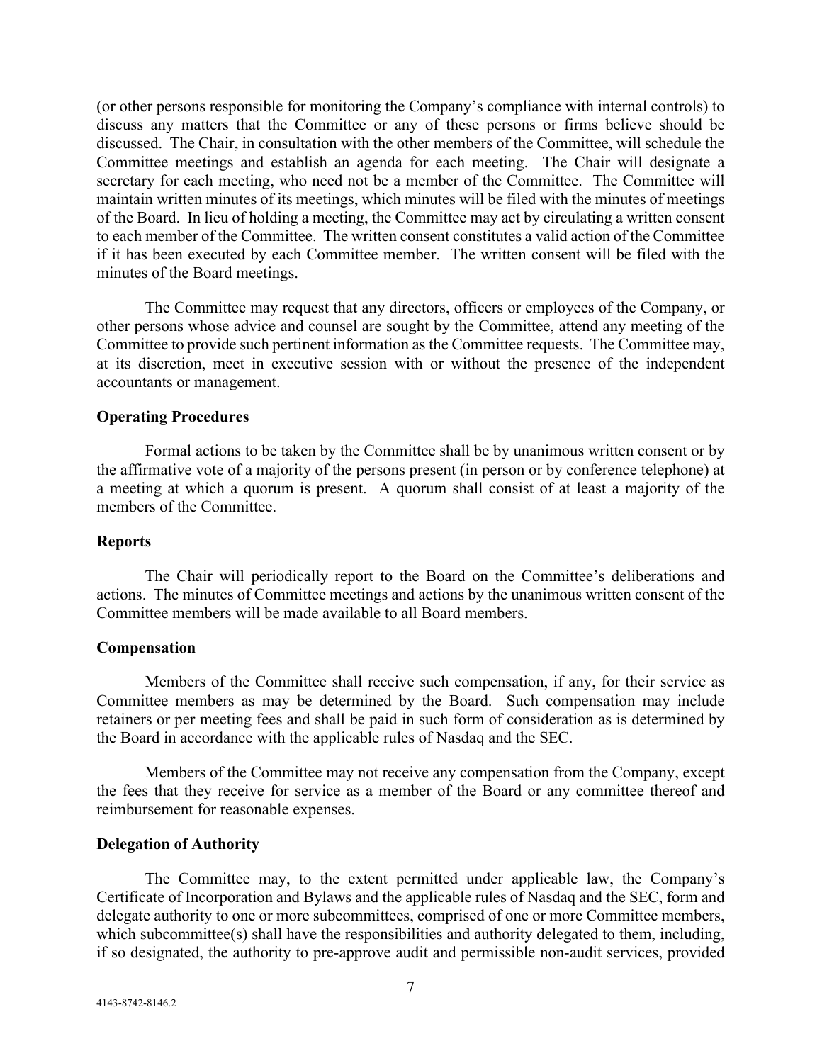(or other persons responsible for monitoring the Company's compliance with internal controls) to discuss any matters that the Committee or any of these persons or firms believe should be discussed. The Chair, in consultation with the other members of the Committee, will schedule the Committee meetings and establish an agenda for each meeting. The Chair will designate a secretary for each meeting, who need not be a member of the Committee. The Committee will maintain written minutes of its meetings, which minutes will be filed with the minutes of meetings of the Board. In lieu of holding a meeting, the Committee may act by circulating a written consent to each member of the Committee. The written consent constitutes a valid action of the Committee if it has been executed by each Committee member. The written consent will be filed with the minutes of the Board meetings.

The Committee may request that any directors, officers or employees of the Company, or other persons whose advice and counsel are sought by the Committee, attend any meeting of the Committee to provide such pertinent information as the Committee requests. The Committee may, at its discretion, meet in executive session with or without the presence of the independent accountants or management.

**Operating Procedures**

Formal actions to be taken by the Committee shall be by unanimous written consent or by the affirmative vote of a majority of the persons present (in person or by conference telephone) at a meeting at which a quorum is present. A quorum shall consist of at least a majority of the members of the Committee.

**Reports**

The Chair will periodically report to the Board on the Committee's deliberations and actions. The minutes of Committee meetings and actions by the unanimous written consent of the Committee members will be made available to all Board members.

**Compensation**

Members of the Committee shall receive such compensation, if any, for their service as Committee members as may be determined by the Board. Such compensation may include retainers or per meeting fees and shall be paid in such form of consideration as is determined by the Board in accordance with the applicable rules of Nasdaq and the SEC.

Members of the Committee may not receive any compensation from the Company, except the fees that they receive for service as a member of the Board or any committee thereof and reimbursement for reasonable expenses.

**Delegation of Authority**

The Committee may, to the extent permitted under applicable law, the Company's Certificate of Incorporation and Bylaws and the applicable rules of Nasdaq and the SEC, form and delegate authority to one or more subcommittees, comprised of one or more Committee members, which subcommittee(s) shall have the responsibilities and authority delegated to them, including, if so designated, the authority to pre-approve audit and permissible non-audit services, provided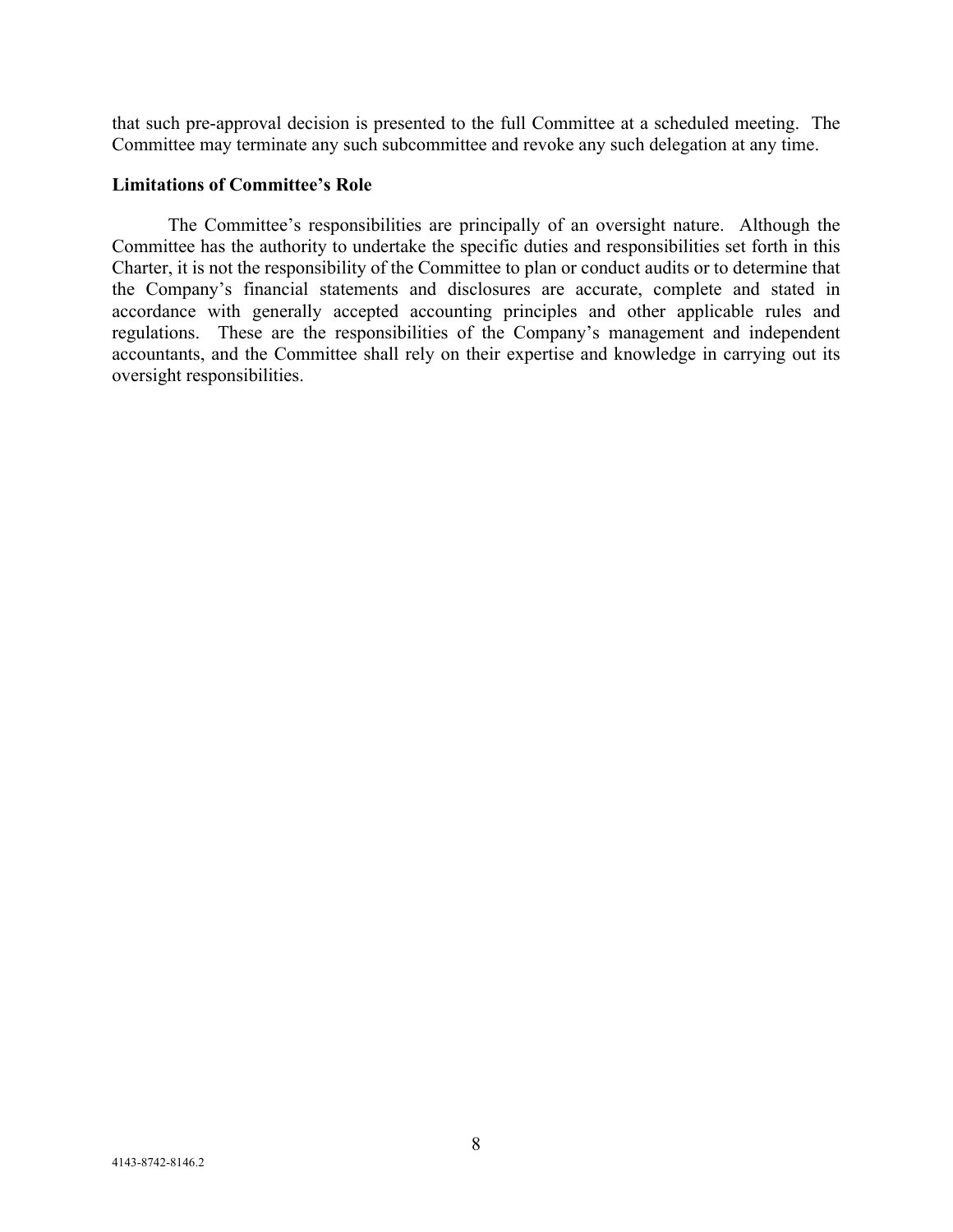that such pre-approval decision is presented to the full Committee at a scheduled meeting. The Committee may terminate any such subcommittee and revoke any such delegation at any time.

**Limitations of Committee's Role**

The Committee's responsibilities are principally of an oversight nature. Although the Committee has the authority to undertake the specific duties and responsibilities set forth in this Charter, it is not the responsibility of the Committee to plan or conduct audits or to determine that the Company's financial statements and disclosures are accurate, complete and stated in accordance with generally accepted accounting principles and other applicable rules and regulations. These are the responsibilities of the Company's management and independent accountants, and the Committee shall rely on their expertise and knowledge in carrying out its oversight responsibilities.